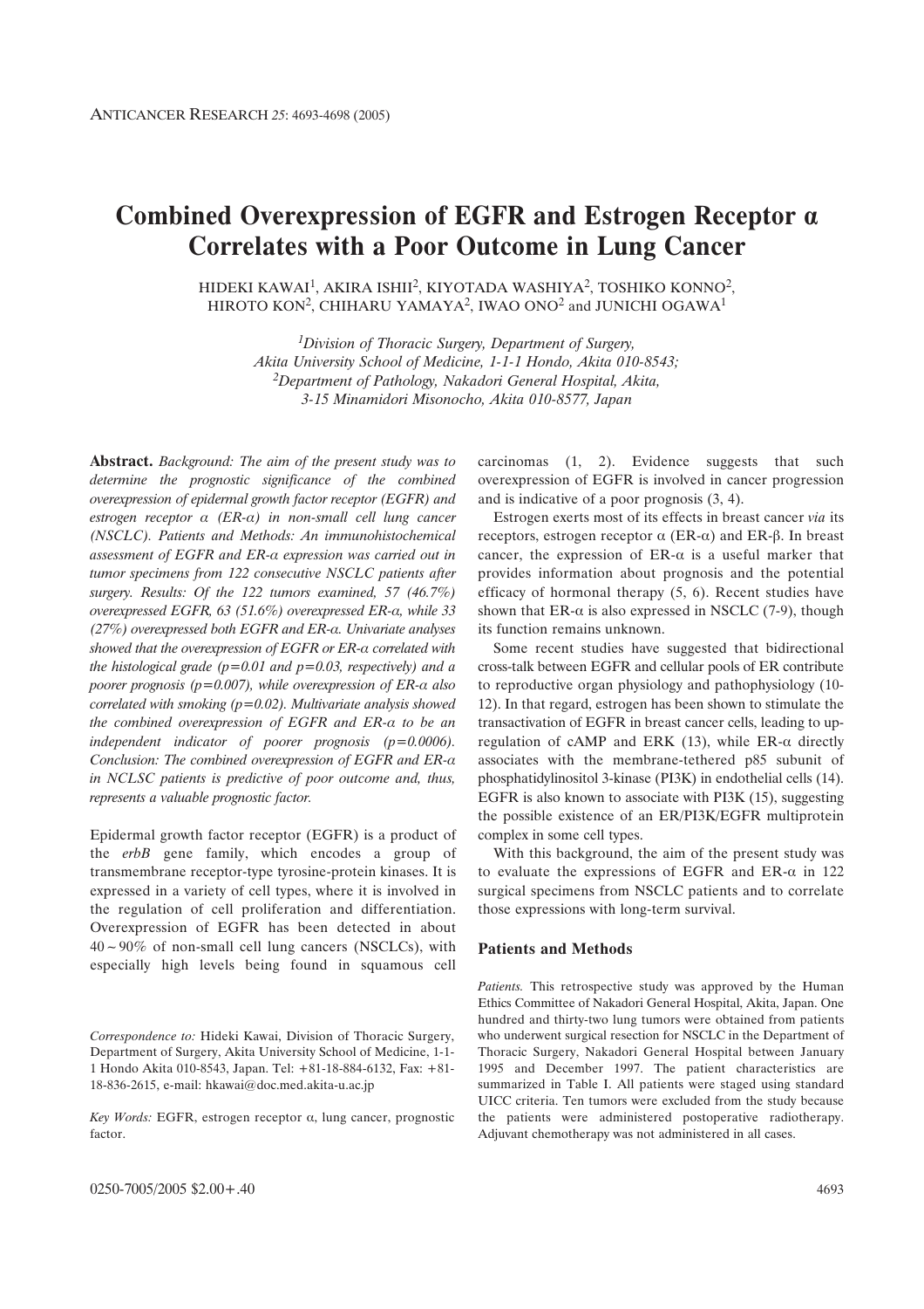# Combined Overexpression of EGFR and Estrogen Receptor α Correlates with a Poor Outcome in Lung Cancer

HIDEKI KAWAI[1], AKIRA ISHII[2], KIYOTADA WASHIYA[2], TOSHIKO KONNO[2], HIROTO KON[2], CHIHARU YAMAYA[2], IWAO ONO[2] and JUNICHI OGAWA[1]

*[1]Division of Thoracic Surgery, Department of Surgery, Akita University School of Medicine, 1-1-1 Hondo, Akita 010-8543;*
*[2]Department of Pathology, Nakadori General Hospital, Akita, 3-15 Minamidori Misonocho, Akita 010-8577, Japan*

**Abstract.** *Background: The aim of the present study was to determine the prognostic significance of the combined overexpression of epidermal growth factor receptor (EGFR) and estrogen receptor α (ER-α) in non-small cell lung cancer (NSCLC). Patients and Methods: An immunohistochemical assessment of EGFR and ER-α expression was carried out in tumor specimens from 122 consecutive NSCLC patients after surgery. Results: Of the 122 tumors examined, 57 (46.7%) overexpressed EGFR, 63 (51.6%) overexpressed ER-α, while 33 (27%) overexpressed both EGFR and ER-α. Univariate analyses showed that the overexpression of EGFR or ER-α correlated with the histological grade ($p=0.01$ and $p=0.03$, respectively) and a poorer prognosis ($p=0.007$), while overexpression of ER-α also correlated with smoking ($p=0.02$). Multivariate analysis showed the combined overexpression of EGFR and ER-α to be an independent indicator of poorer prognosis ($p=0.0006$). Conclusion: The combined overexpression of EGFR and ER-α in NCLSC patients is predictive of poor outcome and, thus, represents a valuable prognostic factor.*

Epidermal growth factor receptor (EGFR) is a product of the *erbB* gene family, which encodes a group of transmembrane receptor-type tyrosine-protein kinases. It is expressed in a variety of cell types, where it is involved in the regulation of cell proliferation and differentiation. Overexpression of EGFR has been detected in about 40～90% of non-small cell lung cancers (NSCLCs), with especially high levels being found in squamous cell carcinomas (1, 2). Evidence suggests that such overexpression of EGFR is involved in cancer progression and is indicative of a poor prognosis (3, 4).

Estrogen exerts most of its effects in breast cancer *via* its receptors, estrogen receptor α (ER-α) and ER-β. In breast cancer, the expression of ER-α is a useful marker that provides information about prognosis and the potential efficacy of hormonal therapy (5, 6). Recent studies have shown that ER-α is also expressed in NSCLC (7-9), though its function remains unknown.

Some recent studies have suggested that bidirectional cross-talk between EGFR and cellular pools of ER contribute to reproductive organ physiology and pathophysiology (10-12). In that regard, estrogen has been shown to stimulate the transactivation of EGFR in breast cancer cells, leading to up-regulation of cAMP and ERK (13), while ER-α directly associates with the membrane-tethered p85 subunit of phosphatidylinositol 3-kinase (PI3K) in endothelial cells (14). EGFR is also known to associate with PI3K (15), suggesting the possible existence of an ER/PI3K/EGFR multiprotein complex in some cell types.

With this background, the aim of the present study was to evaluate the expressions of EGFR and ER-α in 122 surgical specimens from NSCLC patients and to correlate those expressions with long-term survival.

## Patients and Methods

*Patients.* This retrospective study was approved by the Human Ethics Committee of Nakadori General Hospital, Akita, Japan. One hundred and thirty-two lung tumors were obtained from patients who underwent surgical resection for NSCLC in the Department of Thoracic Surgery, Nakadori General Hospital between January 1995 and December 1997. The patient characteristics are summarized in Table I. All patients were staged using standard UICC criteria. Ten tumors were excluded from the study because the patients were administered postoperative radiotherapy. Adjuvant chemotherapy was not administered in all cases.

*Correspondence to:* Hideki Kawai, Division of Thoracic Surgery, Department of Surgery, Akita University School of Medicine, 1-1-1 Hondo Akita 010-8543, Japan. Tel: +81-18-884-6132, Fax: +81-18-836-2615, e-mail: hkawai@doc.med.akita-u.ac.jp

*Key Words:* EGFR, estrogen receptor α, lung cancer, prognostic factor.

0250-7005/2005 $2.00+.40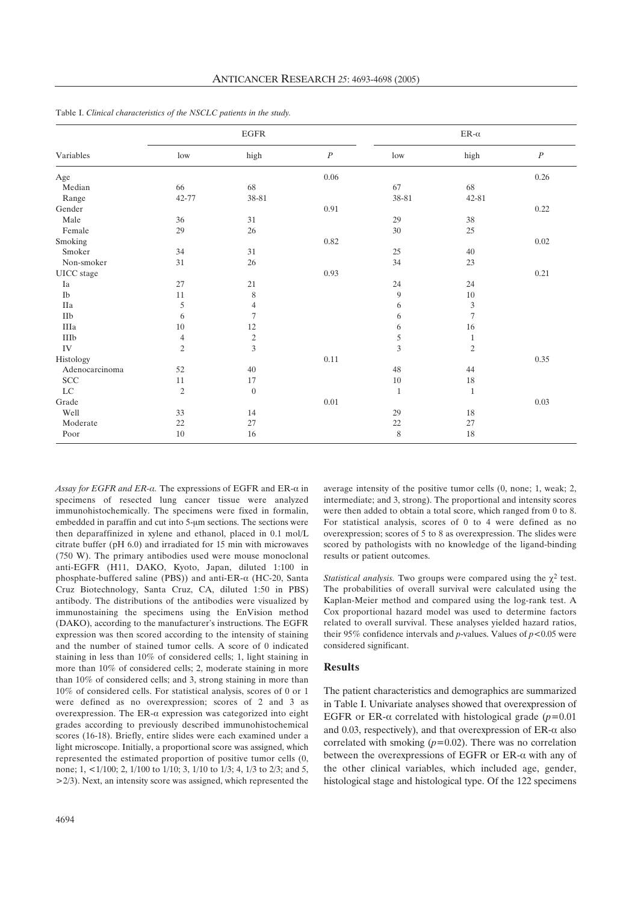Table I. *Clinical characteristics of the NSCLC patients in the study.*

| Variables | EGFR | | | ER-α | | |
|---|---|---|---|---|---|---|
| | low | high | *P* | low | high | *P* |
| Age | | | 0.06 | | | 0.26 |
| Median | 66 | 68 | | 67 | 68 | |
| Range | 42-77 | 38-81 | | 38-81 | 42-81 | |
| Gender | | | 0.91 | | | 0.22 |
| Male | 36 | 31 | | 29 | 38 | |
| Female | 29 | 26 | | 30 | 25 | |
| Smoking | | | 0.82 | | | 0.02 |
| Smoker | 34 | 31 | | 25 | 40 | |
| Non-smoker | 31 | 26 | | 34 | 23 | |
| UICC stage | | | 0.93 | | | 0.21 |
| Ia | 27 | 21 | | 24 | 24 | |
| Ib | 11 | 8 | | 9 | 10 | |
| IIa | 5 | 4 | | 6 | 3 | |
| IIb | 6 | 7 | | 6 | 7 | |
| IIIa | 10 | 12 | | 6 | 16 | |
| IIIb | 4 | 2 | | 5 | 1 | |
| IV | 2 | 3 | | 3 | 2 | |
| Histology | | | 0.11 | | | 0.35 |
| Adenocarcinoma | 52 | 40 | | 48 | 44 | |
| SCC | 11 | 17 | | 10 | 18 | |
| LC | 2 | 0 | | 1 | 1 | |
| Grade | | | 0.01 | | | 0.03 |
| Well | 33 | 14 | | 29 | 18 | |
| Moderate | 22 | 27 | | 22 | 27 | |
| Poor | 10 | 16 | | 8 | 18 | |

*Assay for EGFR and ER-α.* The expressions of EGFR and ER-α in specimens of resected lung cancer tissue were analyzed immunohistochemically. The specimens were fixed in formalin, embedded in paraffin and cut into 5-μm sections. The sections were then deparaffinized in xylene and ethanol, placed in 0.1 mol/L citrate buffer (pH 6.0) and irradiated for 15 min with microwaves (750 W). The primary antibodies used were mouse monoclonal anti-EGFR (H11, DAKO, Kyoto, Japan, diluted 1:100 in phosphate-buffered saline (PBS)) and anti-ER-α (HC-20, Santa Cruz Biotechnology, Santa Cruz, CA, diluted 1:50 in PBS) antibody. The distributions of the antibodies were visualized by immunostaining the specimens using the EnVision method (DAKO), according to the manufacturer's instructions. The EGFR expression was then scored according to the intensity of staining and the number of stained tumor cells. A score of 0 indicated staining in less than 10% of considered cells; 1, light staining in more than 10% of considered cells; 2, moderate staining in more than 10% of considered cells; and 3, strong staining in more than 10% of considered cells. For statistical analysis, scores of 0 or 1 were defined as no overexpression; scores of 2 and 3 as overexpression. The ER-α expression was categorized into eight grades according to previously described immunohistochemical scores (16-18). Briefly, entire slides were each examined under a light microscope. Initially, a proportional score was assigned, which represented the estimated proportion of positive tumor cells (0, none; 1, <1/100; 2, 1/100 to 1/10; 3, 1/10 to 1/3; 4, 1/3 to 2/3; and 5, >2/3). Next, an intensity score was assigned, which represented the average intensity of the positive tumor cells (0, none; 1, weak; 2, intermediate; and 3, strong). The proportional and intensity scores were then added to obtain a total score, which ranged from 0 to 8. For statistical analysis, scores of 0 to 4 were defined as no overexpression; scores of 5 to 8 as overexpression. The slides were scored by pathologists with no knowledge of the ligand-binding results or patient outcomes.

*Statistical analysis.* Two groups were compared using the $\chi^2$ test. The probabilities of overall survival were calculated using the Kaplan-Meier method and compared using the log-rank test. A Cox proportional hazard model was used to determine factors related to overall survival. These analyses yielded hazard ratios, their 95% confidence intervals and *p*-values. Values of $p<0.05$ were considered significant.

## Results

The patient characteristics and demographics are summarized in Table I. Univariate analyses showed that overexpression of EGFR or ER-α correlated with histological grade ($p=0.01$ and 0.03, respectively), and that overexpression of ER-α also correlated with smoking ($p=0.02$). There was no correlation between the overexpressions of EGFR or ER-α with any of the other clinical variables, which included age, gender, histological stage and histological type. Of the 122 specimens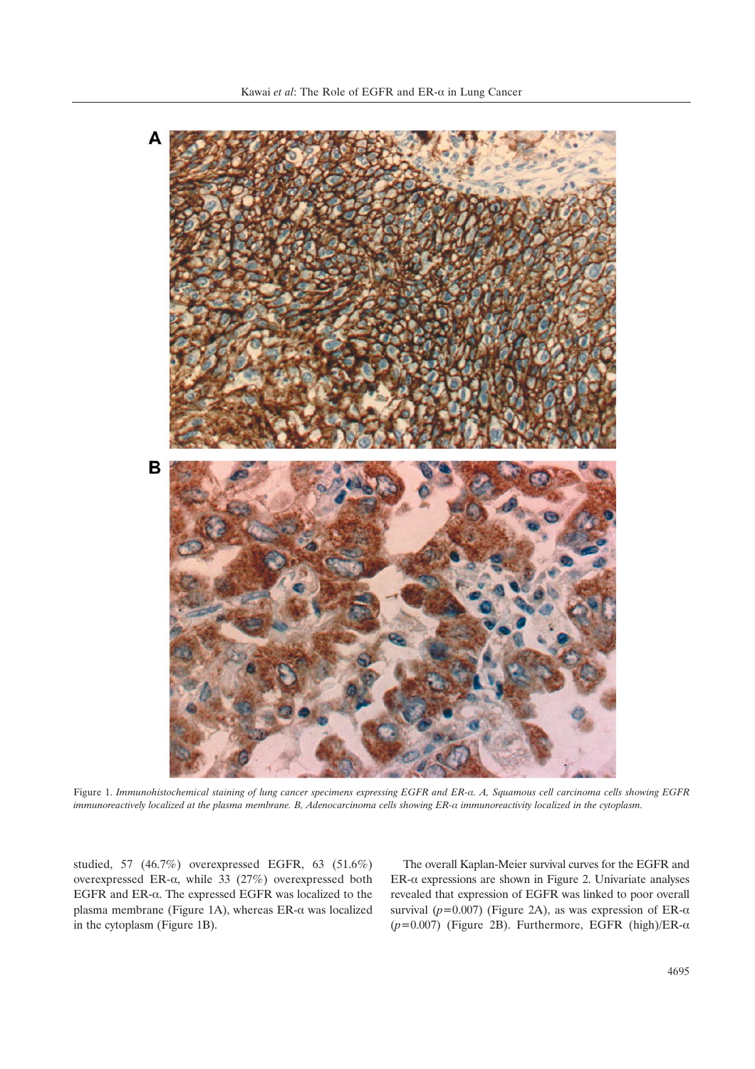Figure 1. *Immunohistochemical staining of lung cancer specimens expressing EGFR and ER-α. A, Squamous cell carcinoma cells showing EGFR immunoreactively localized at the plasma membrane. B, Adenocarcinoma cells showing ER-α immunoreactivity localized in the cytoplasm.*

studied, 57 (46.7%) overexpressed EGFR, 63 (51.6%) overexpressed ER-α, while 33 (27%) overexpressed both EGFR and ER-α. The expressed EGFR was localized to the plasma membrane (Figure 1A), whereas ER-α was localized in the cytoplasm (Figure 1B).

The overall Kaplan-Meier survival curves for the EGFR and ER-α expressions are shown in Figure 2. Univariate analyses revealed that expression of EGFR was linked to poor overall survival ($p=0.007$) (Figure 2A), as was expression of ER-α ($p=0.007$) (Figure 2B). Furthermore, EGFR (high)/ER-α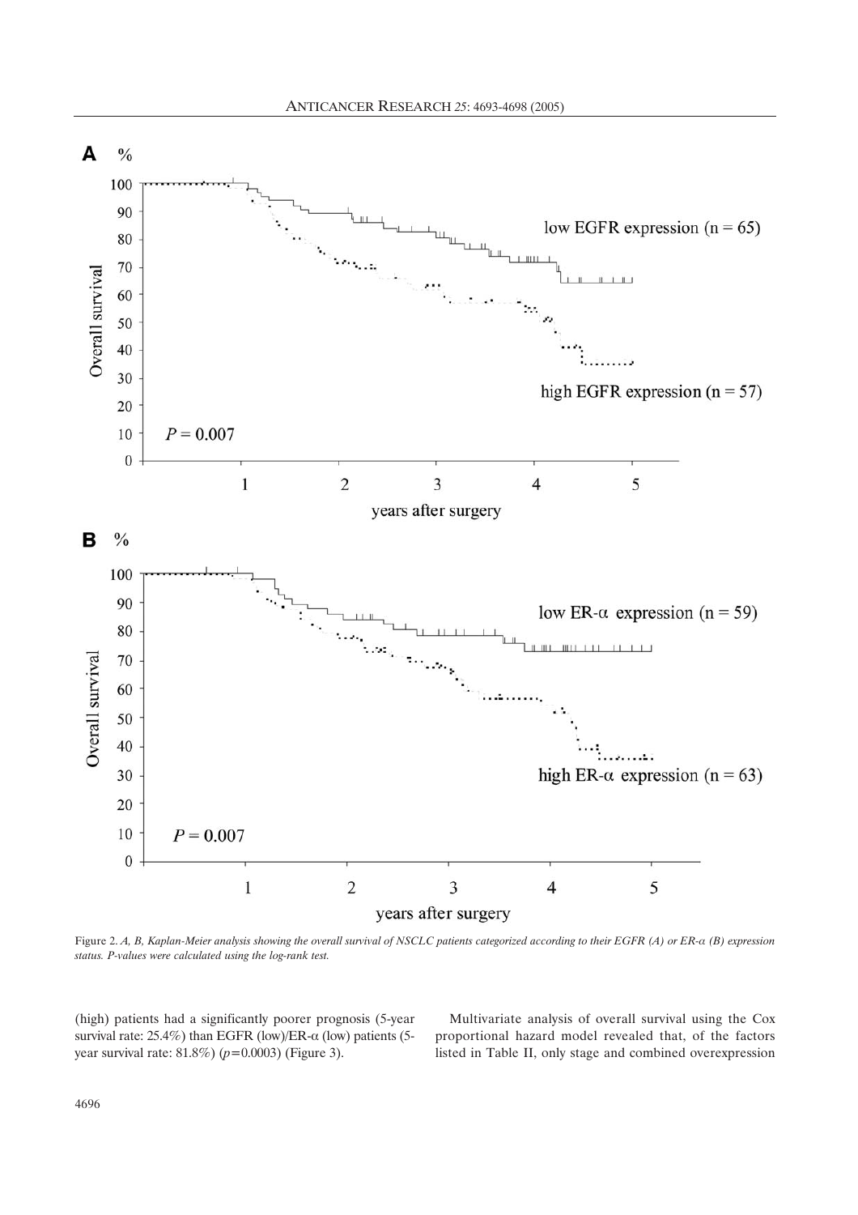Figure 2. *A, B, Kaplan-Meier analysis showing the overall survival of NSCLC patients categorized according to their EGFR (A) or ER-α (B) expression status. P-values were calculated using the log-rank test.*

(high) patients had a significantly poorer prognosis (5-year survival rate: 25.4%) than EGFR (low)/ER-α (low) patients (5-year survival rate: 81.8%) ($p$=0.0003) (Figure 3).

Multivariate analysis of overall survival using the Cox proportional hazard model revealed that, of the factors listed in Table II, only stage and combined overexpression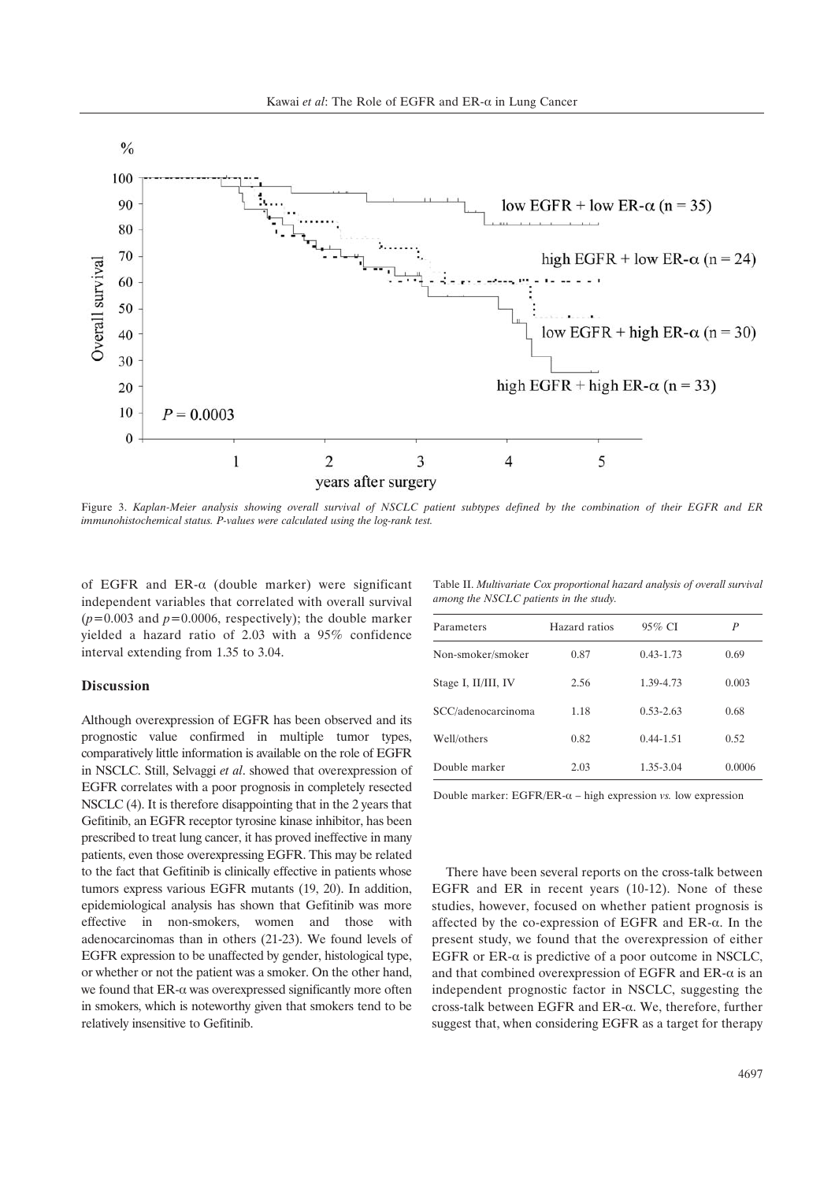Figure 3. *Kaplan-Meier analysis showing overall survival of NSCLC patient subtypes defined by the combination of their EGFR and ER immunohistochemical status. P-values were calculated using the log-rank test.*

of EGFR and ER-α (double marker) were significant independent variables that correlated with overall survival ($p$=0.003 and $p$=0.0006, respectively); the double marker yielded a hazard ratio of 2.03 with a 95% confidence interval extending from 1.35 to 3.04.

## Discussion

Although overexpression of EGFR has been observed and its prognostic value confirmed in multiple tumor types, comparatively little information is available on the role of EGFR in NSCLC. Still, Selvaggi *et al*. showed that overexpression of EGFR correlates with a poor prognosis in completely resected NSCLC (4). It is therefore disappointing that in the 2 years that Gefitinib, an EGFR receptor tyrosine kinase inhibitor, has been prescribed to treat lung cancer, it has proved ineffective in many patients, even those overexpressing EGFR. This may be related to the fact that Gefitinib is clinically effective in patients whose tumors express various EGFR mutants (19, 20). In addition, epidemiological analysis has shown that Gefitinib was more effective in non-smokers, women and those with adenocarcinomas than in others (21-23). We found levels of EGFR expression to be unaffected by gender, histological type, or whether or not the patient was a smoker. On the other hand, we found that ER-α was overexpressed significantly more often in smokers, which is noteworthy given that smokers tend to be relatively insensitive to Gefitinib.

Table II. *Multivariate Cox proportional hazard analysis of overall survival among the NSCLC patients in the study.*

| Parameters | Hazard ratios | 95% CI | $P$ |
|---|---|---|---|
| Non-smoker/smoker | 0.87 | 0.43-1.73 | 0.69 |
| Stage I, II/III, IV | 2.56 | 1.39-4.73 | 0.003 |
| SCC/adenocarcinoma | 1.18 | 0.53-2.63 | 0.68 |
| Well/others | 0.82 | 0.44-1.51 | 0.52 |
| Double marker | 2.03 | 1.35-3.04 | 0.0006 |

Double marker: EGFR/ER-α – high expression *vs.* low expression

There have been several reports on the cross-talk between EGFR and ER in recent years (10-12). None of these studies, however, focused on whether patient prognosis is affected by the co-expression of EGFR and ER-α. In the present study, we found that the overexpression of either EGFR or ER-α is predictive of a poor outcome in NSCLC, and that combined overexpression of EGFR and ER-α is an independent prognostic factor in NSCLC, suggesting the cross-talk between EGFR and ER-α. We, therefore, further suggest that, when considering EGFR as a target for therapy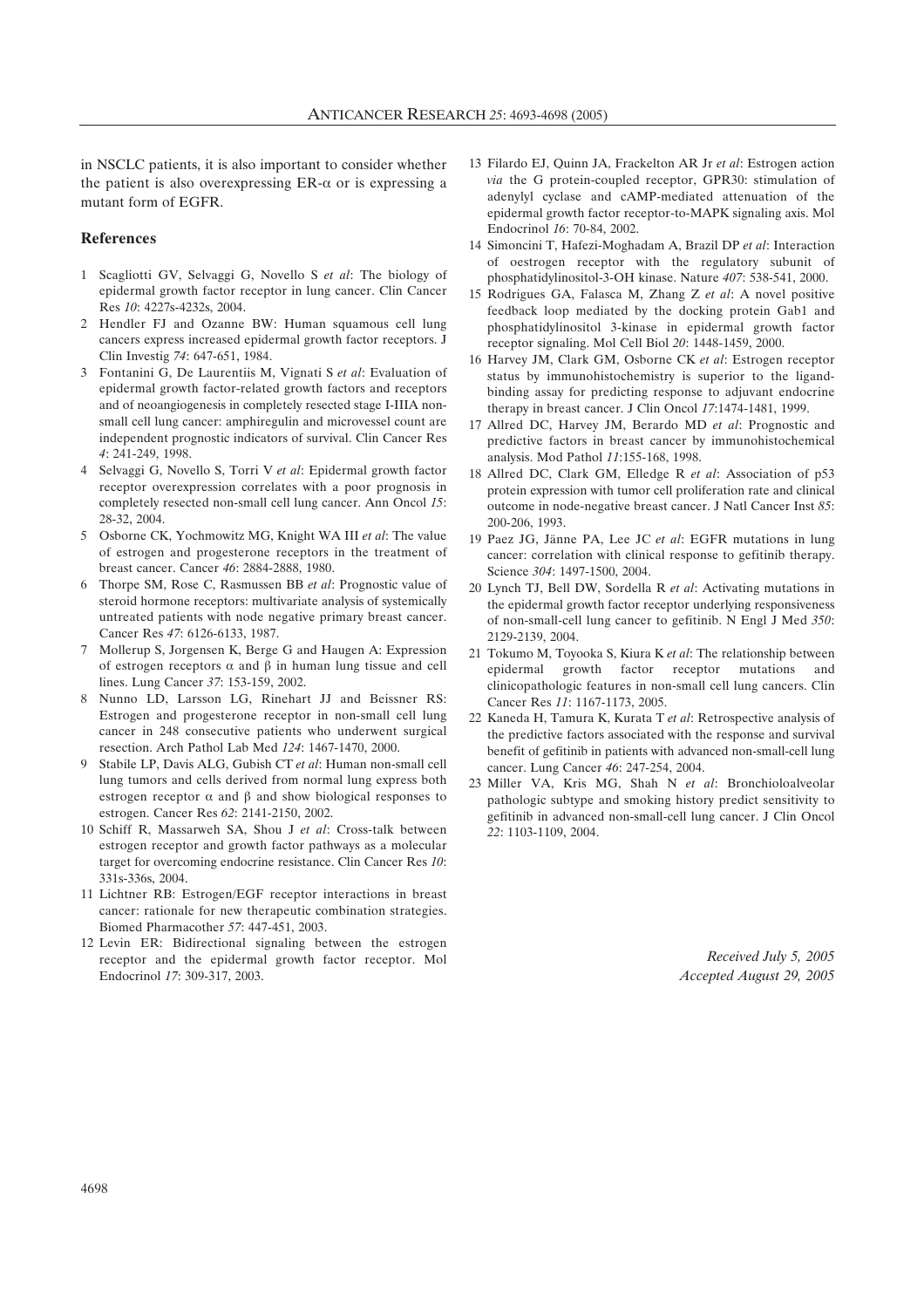in NSCLC patients, it is also important to consider whether the patient is also overexpressing ER-α or is expressing a mutant form of EGFR.

## References

1. Scagliotti GV, Selvaggi G, Novello S *et al*: The biology of epidermal growth factor receptor in lung cancer. Clin Cancer Res *10*: 4227s-4232s, 2004.
2. Hendler FJ and Ozanne BW: Human squamous cell lung cancers express increased epidermal growth factor receptors. J Clin Investig *74*: 647-651, 1984.
3. Fontanini G, De Laurentiis M, Vignati S *et al*: Evaluation of epidermal growth factor-related growth factors and receptors and of neoangiogenesis in completely resected stage I-IIIA non-small cell lung cancer: amphiregulin and microvessel count are independent prognostic indicators of survival. Clin Cancer Res *4*: 241-249, 1998.
4. Selvaggi G, Novello S, Torri V *et al*: Epidermal growth factor receptor overexpression correlates with a poor prognosis in completely resected non-small cell lung cancer. Ann Oncol *15*: 28-32, 2004.
5. Osborne CK, Yochmowitz MG, Knight WA III *et al*: The value of estrogen and progesterone receptors in the treatment of breast cancer. Cancer *46*: 2884-2888, 1980.
6. Thorpe SM, Rose C, Rasmussen BB *et al*: Prognostic value of steroid hormone receptors: multivariate analysis of systemically untreated patients with node negative primary breast cancer. Cancer Res *47*: 6126-6133, 1987.
7. Mollerup S, Jorgensen K, Berge G and Haugen A: Expression of estrogen receptors α and β in human lung tissue and cell lines. Lung Cancer *37*: 153-159, 2002.
8. Nunno LD, Larsson LG, Rinehart JJ and Beissner RS: Estrogen and progesterone receptor in non-small cell lung cancer in 248 consecutive patients who underwent surgical resection. Arch Pathol Lab Med *124*: 1467-1470, 2000.
9. Stabile LP, Davis ALG, Gubish CT *et al*: Human non-small cell lung tumors and cells derived from normal lung express both estrogen receptor α and β and show biological responses to estrogen. Cancer Res *62*: 2141-2150, 2002.
10. Schiff R, Massarweh SA, Shou J *et al*: Cross-talk between estrogen receptor and growth factor pathways as a molecular target for overcoming endocrine resistance. Clin Cancer Res *10*: 331s-336s, 2004.
11. Lichtner RB: Estrogen/EGF receptor interactions in breast cancer: rationale for new therapeutic combination strategies. Biomed Pharmacother *57*: 447-451, 2003.
12. Levin ER: Bidirectional signaling between the estrogen receptor and the epidermal growth factor receptor. Mol Endocrinol *17*: 309-317, 2003.
13. Filardo EJ, Quinn JA, Frackelton AR Jr *et al*: Estrogen action *via* the G protein-coupled receptor, GPR30: stimulation of adenylyl cyclase and cAMP-mediated attenuation of the epidermal growth factor receptor-to-MAPK signaling axis. Mol Endocrinol *16*: 70-84, 2002.
14. Simoncini T, Hafezi-Moghadam A, Brazil DP *et al*: Interaction of oestrogen receptor with the regulatory subunit of phosphatidylinositol-3-OH kinase. Nature *407*: 538-541, 2000.
15. Rodrigues GA, Falasca M, Zhang Z *et al*: A novel positive feedback loop mediated by the docking protein Gab1 and phosphatidylinositol 3-kinase in epidermal growth factor receptor signaling. Mol Cell Biol *20*: 1448-1459, 2000.
16. Harvey JM, Clark GM, Osborne CK *et al*: Estrogen receptor status by immunohistochemistry is superior to the ligand-binding assay for predicting response to adjuvant endocrine therapy in breast cancer. J Clin Oncol *17*:1474-1481, 1999.
17. Allred DC, Harvey JM, Berardo MD *et al*: Prognostic and predictive factors in breast cancer by immunohistochemical analysis. Mod Pathol *11*:155-168, 1998.
18. Allred DC, Clark GM, Elledge R *et al*: Association of p53 protein expression with tumor cell proliferation rate and clinical outcome in node-negative breast cancer. J Natl Cancer Inst *85*: 200-206, 1993.
19. Paez JG, Jänne PA, Lee JC *et al*: EGFR mutations in lung cancer: correlation with clinical response to gefitinib therapy. Science *304*: 1497-1500, 2004.
20. Lynch TJ, Bell DW, Sordella R *et al*: Activating mutations in the epidermal growth factor receptor underlying responsiveness of non-small-cell lung cancer to gefitinib. N Engl J Med *350*: 2129-2139, 2004.
21. Tokumo M, Toyooka S, Kiura K *et al*: The relationship between epidermal growth factor receptor mutations and clinicopathologic features in non-small cell lung cancers. Clin Cancer Res *11*: 1167-1173, 2005.
22. Kaneda H, Tamura K, Kurata T *et al*: Retrospective analysis of the predictive factors associated with the response and survival benefit of gefitinib in patients with advanced non-small-cell lung cancer. Lung Cancer *46*: 247-254, 2004.
23. Miller VA, Kris MG, Shah N *et al*: Bronchioloalveolar pathologic subtype and smoking history predict sensitivity to gefitinib in advanced non-small-cell lung cancer. J Clin Oncol *22*: 1103-1109, 2004.

*Received July 5, 2005*
*Accepted August 29, 2005*